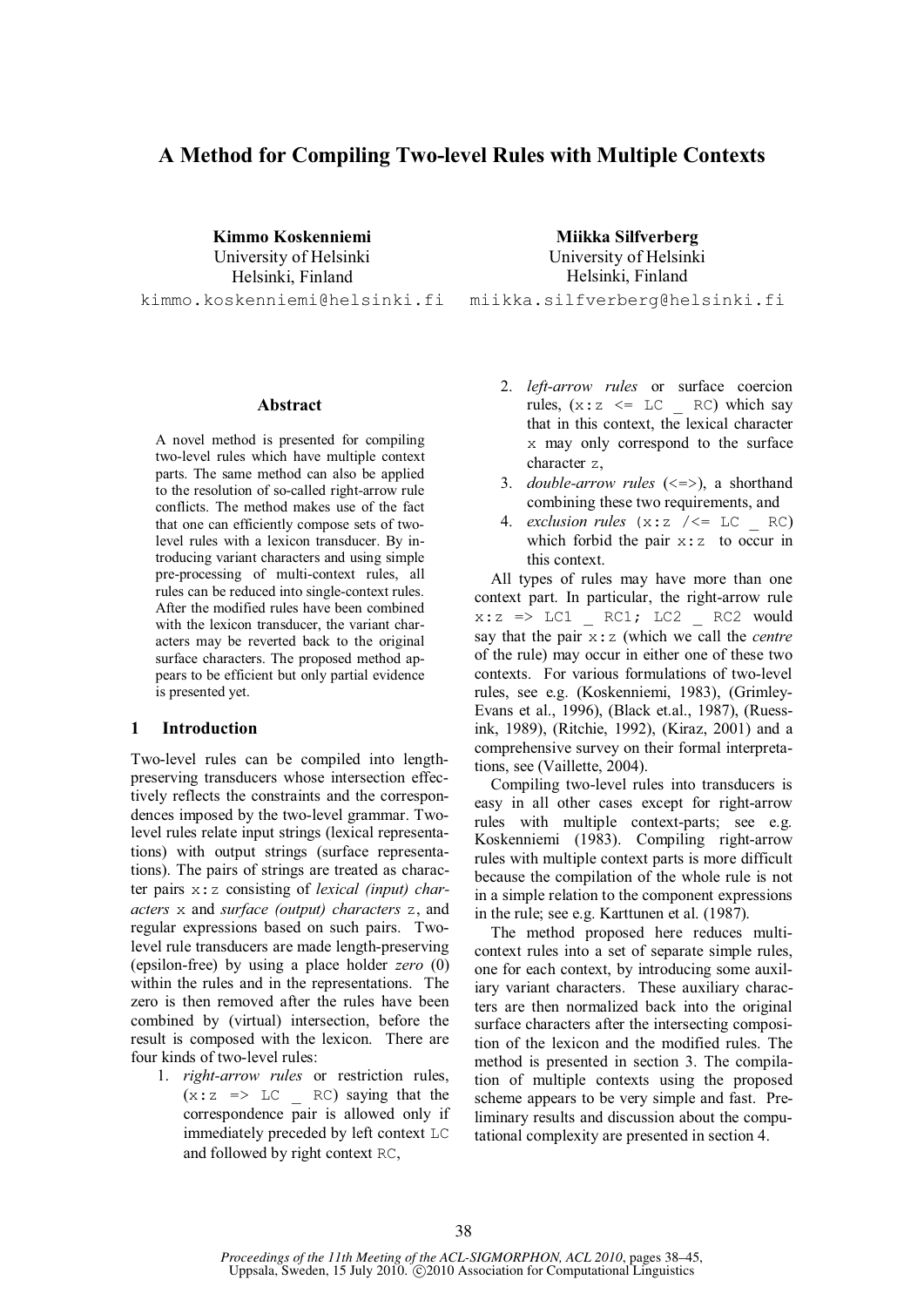# A Method for Compiling Two-level Rules with Multiple Contexts

**Kimmo Koskenniemi**
University of Helsinki
Helsinki, Finland
kimmo.koskenniemi@helsinki.fi

**Miikka Silfverberg**
University of Helsinki
Helsinki, Finland
miikka.silfverberg@helsinki.fi

## Abstract

A novel method is presented for compiling two-level rules which have multiple context parts. The same method can also be applied to the resolution of so-called right-arrow rule conflicts. The method makes use of the fact that one can efficiently compose sets of two-level rules with a lexicon transducer. By introducing variant characters and using simple pre-processing of multi-context rules, all rules can be reduced into single-context rules. After the modified rules have been combined with the lexicon transducer, the variant characters may be reverted back to the original surface characters. The proposed method appears to be efficient but only partial evidence is presented yet.

## 1 Introduction

Two-level rules can be compiled into length-preserving transducers whose intersection effectively reflects the constraints and the correspondences imposed by the two-level grammar. Two-level rules relate input strings (lexical representations) with output strings (surface representations). The pairs of strings are treated as character pairs `x:z` consisting of *lexical (input) characters* `x` and *surface (output) characters* `z`, and regular expressions based on such pairs. Two-level rule transducers are made length-preserving (epsilon-free) by using a place holder *zero* (0) within the rules and in the representations. The zero is then removed after the rules have been combined by (virtual) intersection, before the result is composed with the lexicon. There are four kinds of two-level rules:

1. *right-arrow rules* or restriction rules, (`x:z => LC _ RC`) saying that the correspondence pair is allowed only if immediately preceded by left context `LC` and followed by right context `RC`,
2. *left-arrow rules* or surface coercion rules, (`x:z <= LC _ RC`) which say that in this context, the lexical character `x` may only correspond to the surface character `z`,
3. *double-arrow rules* (`<=>`), a shorthand combining these two requirements, and
4. *exclusion rules* (`x:z /<= LC _ RC`) which forbid the pair `x:z` to occur in this context.

All types of rules may have more than one context part. In particular, the right-arrow rule `x:z => LC1 _ RC1; LC2 _ RC2` would say that the pair `x:z` (which we call the *centre* of the rule) may occur in either one of these two contexts. For various formulations of two-level rules, see e.g. (Koskenniemi, 1983), (Grimley-Evans et al., 1996), (Black et.al., 1987), (Ruessink, 1989), (Ritchie, 1992), (Kiraz, 2001) and a comprehensive survey on their formal interpretations, see (Vaillette, 2004).

Compiling two-level rules into transducers is easy in all other cases except for right-arrow rules with multiple context-parts; see e.g. Koskenniemi (1983). Compiling right-arrow rules with multiple context parts is more difficult because the compilation of the whole rule is not in a simple relation to the component expressions in the rule; see e.g. Karttunen et al. (1987).

The method proposed here reduces multi-context rules into a set of separate simple rules, one for each context, by introducing some auxiliary variant characters. These auxiliary characters are then normalized back into the original surface characters after the intersecting composition of the lexicon and the modified rules. The method is presented in section 3. The compilation of multiple contexts using the proposed scheme appears to be very simple and fast. Preliminary results and discussion about the computational complexity are presented in section 4.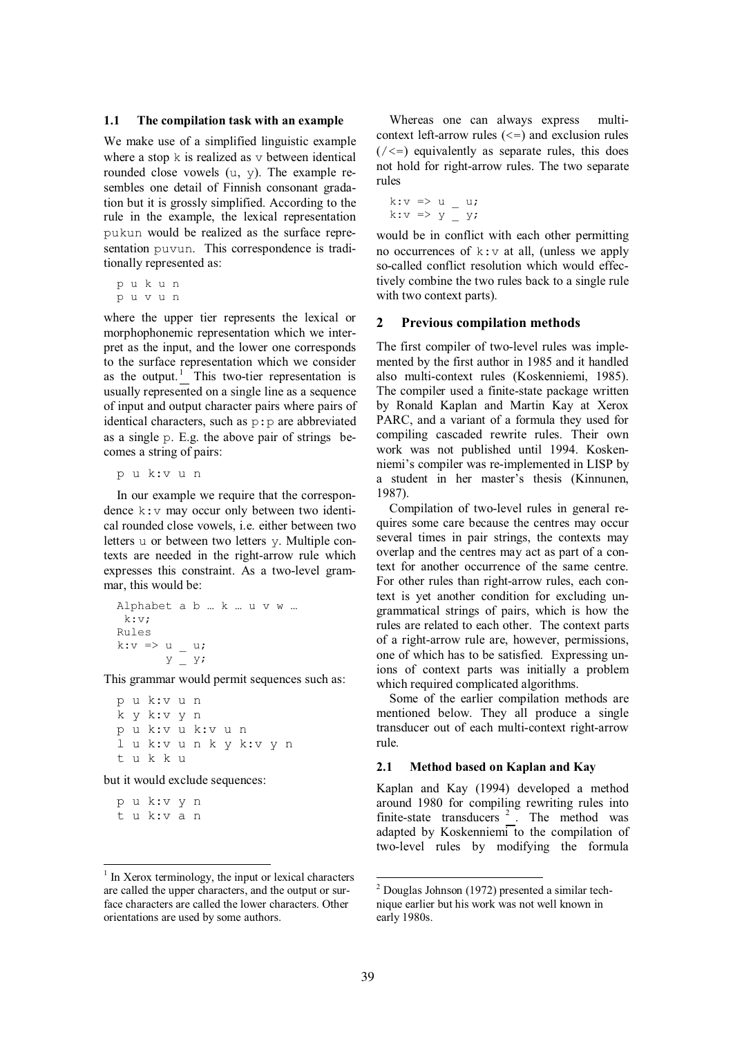### 1.1 The compilation task with an example

We make use of a simplified linguistic example where a stop `k` is realized as `v` between identical rounded close vowels (`u`, `y`). The example resembles one detail of Finnish consonant gradation but it is grossly simplified. According to the rule in the example, the lexical representation `pukun` would be realized as the surface representation `puvun`. This correspondence is traditionally represented as:

```
p u k u n
p u v u n
```

where the upper tier represents the lexical or morphophonemic representation which we interpret as the input, and the lower one corresponds to the surface representation which we consider as the output.[1] This two-tier representation is usually represented on a single line as a sequence of input and output character pairs where pairs of identical characters, such as `p:p` are abbreviated as a single `p`. E.g. the above pair of strings becomes a string of pairs:

```
p u k:v u n
```

In our example we require that the correspondence `k:v` may occur only between two identical rounded close vowels, i.e. either between two letters `u` or between two letters `y`. Multiple contexts are needed in the right-arrow rule which expresses this constraint. As a two-level grammar, this would be:

```
Alphabet a b … k … u v w …
 k:v;
Rules
k:v => u _ u;
       y _ y;
```

This grammar would permit sequences such as:

```
p u k:v u n
k y k:v y n
p u k:v u k:v u n
l u k:v u n k y k:v y n
t u k k u
```

but it would exclude sequences:

```
p u k:v y n
t u k:v a n
```

Whereas one can always express multi-context left-arrow rules (<=) and exclusion rules (/<=) equivalently as separate rules, this does not hold for right-arrow rules. The two separate rules

```
k:v => u _ u;
k:v => y _ y;
```

would be in conflict with each other permitting no occurrences of `k:v` at all, (unless we apply so-called conflict resolution which would effectively combine the two rules back to a single rule with two context parts).

## 2 Previous compilation methods

The first compiler of two-level rules was implemented by the first author in 1985 and it handled also multi-context rules (Koskenniemi, 1985). The compiler used a finite-state package written by Ronald Kaplan and Martin Kay at Xerox PARC, and a variant of a formula they used for compiling cascaded rewrite rules. Their own work was not published until 1994. Koskenniemi's compiler was re-implemented in LISP by a student in her master's thesis (Kinnunen, 1987).

Compilation of two-level rules in general requires some care because the centres may occur several times in pair strings, the contexts may overlap and the centres may act as part of a context for another occurrence of the same centre. For other rules than right-arrow rules, each context is yet another condition for excluding ungrammatical strings of pairs, which is how the rules are related to each other. The context parts of a right-arrow rule are, however, permissions, one of which has to be satisfied. Expressing unions of context parts was initially a problem which required complicated algorithms.

Some of the earlier compilation methods are mentioned below. They all produce a single transducer out of each multi-context right-arrow rule.

### 2.1 Method based on Kaplan and Kay

Kaplan and Kay (1994) developed a method around 1980 for compiling rewriting rules into finite-state transducers[2]. The method was adapted by Koskenniemi to the compilation of two-level rules by modifying the formula

---

[1] In Xerox terminology, the input or lexical characters are called the upper characters, and the output or surface characters are called the lower characters. Other orientations are used by some authors.

[2] Douglas Johnson (1972) presented a similar technique earlier but his work was not well known in early 1980s.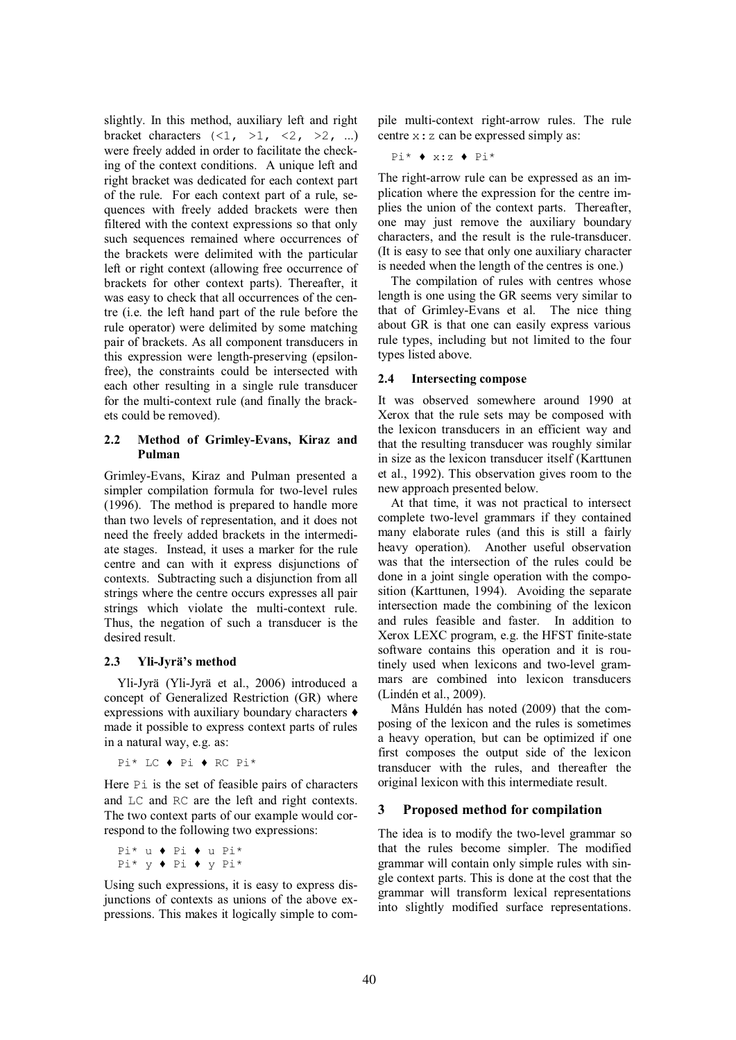slightly. In this method, auxiliary left and right bracket characters (<1, >1, <2, >2, ...) were freely added in order to facilitate the checking of the context conditions. A unique left and right bracket was dedicated for each context part of the rule. For each context part of a rule, sequences with freely added brackets were then filtered with the context expressions so that only such sequences remained where occurrences of the brackets were delimited with the particular left or right context (allowing free occurrence of brackets for other context parts). Thereafter, it was easy to check that all occurrences of the centre (i.e. the left hand part of the rule before the rule operator) were delimited by some matching pair of brackets. As all component transducers in this expression were length-preserving (epsilon-free), the constraints could be intersected with each other resulting in a single rule transducer for the multi-context rule (and finally the brackets could be removed).

### 2.2 Method of Grimley-Evans, Kiraz and Pulman

Grimley-Evans, Kiraz and Pulman presented a simpler compilation formula for two-level rules (1996). The method is prepared to handle more than two levels of representation, and it does not need the freely added brackets in the intermediate stages. Instead, it uses a marker for the rule centre and can with it express disjunctions of contexts. Subtracting such a disjunction from all strings where the centre occurs expresses all pair strings which violate the multi-context rule. Thus, the negation of such a transducer is the desired result.

### 2.3 Yli-Jyrä's method

Yli-Jyrä (Yli-Jyrä et al., 2006) introduced a concept of Generalized Restriction (GR) where expressions with auxiliary boundary characters ♦ made it possible to express context parts of rules in a natural way, e.g. as:

```
Pi* LC ♦ Pi ♦ RC Pi*
```

Here Pi is the set of feasible pairs of characters and LC and RC are the left and right contexts. The two context parts of our example would correspond to the following two expressions:

```
Pi* u ♦ Pi ♦ u Pi*
Pi* y ♦ Pi ♦ y Pi*
```

Using such expressions, it is easy to express disjunctions of contexts as unions of the above expressions. This makes it logically simple to compile multi-context right-arrow rules. The rule centre x:z can be expressed simply as:

```
Pi* ♦ x:z ♦ Pi*
```

The right-arrow rule can be expressed as an implication where the expression for the centre implies the union of the context parts. Thereafter, one may just remove the auxiliary boundary characters, and the result is the rule-transducer. (It is easy to see that only one auxiliary character is needed when the length of the centres is one.)

The compilation of rules with centres whose length is one using the GR seems very similar to that of Grimley-Evans et al. The nice thing about GR is that one can easily express various rule types, including but not limited to the four types listed above.

### 2.4 Intersecting compose

It was observed somewhere around 1990 at Xerox that the rule sets may be composed with the lexicon transducers in an efficient way and that the resulting transducer was roughly similar in size as the lexicon transducer itself (Karttunen et al., 1992). This observation gives room to the new approach presented below.

At that time, it was not practical to intersect complete two-level grammars if they contained many elaborate rules (and this is still a fairly heavy operation). Another useful observation was that the intersection of the rules could be done in a joint single operation with the composition (Karttunen, 1994). Avoiding the separate intersection made the combining of the lexicon and rules feasible and faster. In addition to Xerox LEXC program, e.g. the HFST finite-state software contains this operation and it is routinely used when lexicons and two-level grammars are combined into lexicon transducers (Lindén et al., 2009).

Måns Huldén has noted (2009) that the composing of the lexicon and the rules is sometimes a heavy operation, but can be optimized if one first composes the output side of the lexicon transducer with the rules, and thereafter the original lexicon with this intermediate result.

## 3 Proposed method for compilation

The idea is to modify the two-level grammar so that the rules become simpler. The modified grammar will contain only simple rules with single context parts. This is done at the cost that the grammar will transform lexical representations into slightly modified surface representations.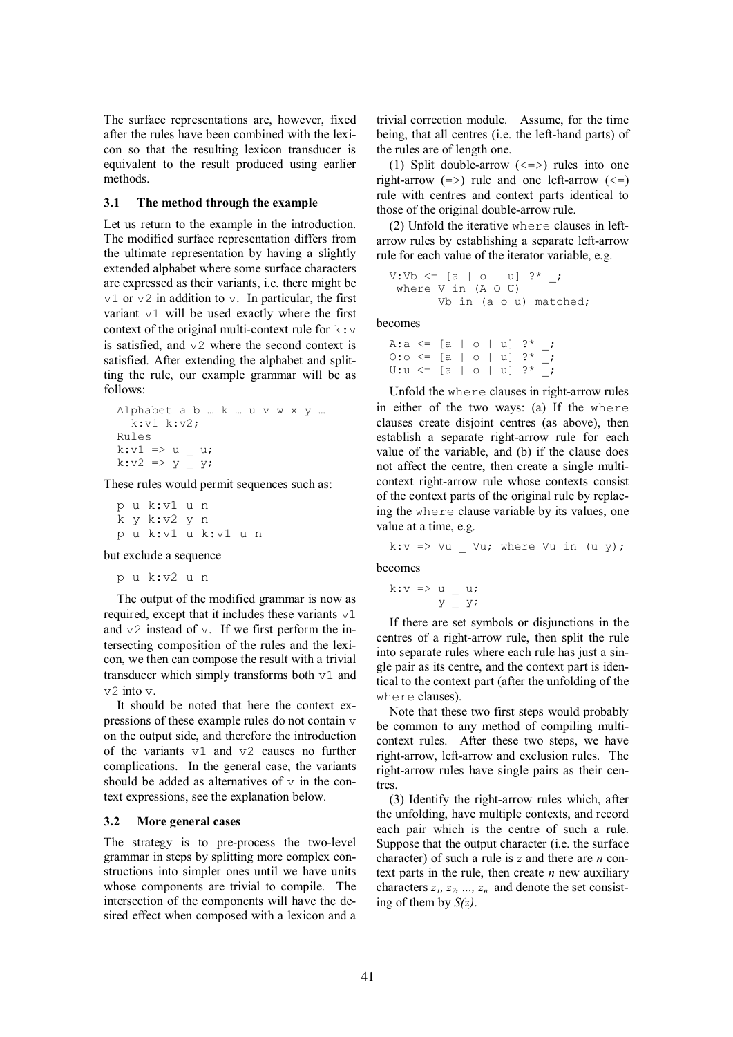The surface representations are, however, fixed after the rules have been combined with the lexicon so that the resulting lexicon transducer is equivalent to the result produced using earlier methods.

### 3.1 The method through the example

Let us return to the example in the introduction. The modified surface representation differs from the ultimate representation by having a slightly extended alphabet where some surface characters are expressed as their variants, i.e. there might be `v1` or `v2` in addition to `v`. In particular, the first variant `v1` will be used exactly where the first context of the original multi-context rule for `k:v` is satisfied, and `v2` where the second context is satisfied. After extending the alphabet and splitting the rule, our example grammar will be as follows:

```
Alphabet a b … k … u v w x y …
  k:v1 k:v2;
Rules
k:v1 => u _ u;
k:v2 => y _ y;
```

These rules would permit sequences such as:

```
p u k:v1 u n
k y k:v2 y n
p u k:v1 u k:v1 u n
```

but exclude a sequence

```
p u k:v2 u n
```

The output of the modified grammar is now as required, except that it includes these variants `v1` and `v2` instead of `v`. If we first perform the intersecting composition of the rules and the lexicon, we then can compose the result with a trivial transducer which simply transforms both `v1` and `v2` into `v`.

It should be noted that here the context expressions of these example rules do not contain `v` on the output side, and therefore the introduction of the variants `v1` and `v2` causes no further complications. In the general case, the variants should be added as alternatives of `v` in the context expressions, see the explanation below.

### 3.2 More general cases

The strategy is to pre-process the two-level grammar in steps by splitting more complex constructions into simpler ones until we have units whose components are trivial to compile. The intersection of the components will have the desired effect when composed with a lexicon and a trivial correction module. Assume, for the time being, that all centres (i.e. the left-hand parts) of the rules are of length one.

(1) Split double-arrow (<=>) rules into one right-arrow (=>) rule and one left-arrow (<=) rule with centres and context parts identical to those of the original double-arrow rule.

(2) Unfold the iterative `where` clauses in left-arrow rules by establishing a separate left-arrow rule for each value of the iterator variable, e.g.

```
V:Vb <= [a | o | u] ?* _;
 where V in (A O U)
       Vb in (a o u) matched;
```

becomes

```
A:a <= [a | o | u] ?* _;
O:o <= [a | o | u] ?* _;
U:u <= [a | o | u] ?* _;
```

Unfold the `where` clauses in right-arrow rules in either of the two ways: (a) If the `where` clauses create disjoint centres (as above), then establish a separate right-arrow rule for each value of the variable, and (b) if the clause does not affect the centre, then create a single multi-context right-arrow rule whose contexts consist of the context parts of the original rule by replacing the `where` clause variable by its values, one value at a time, e.g.

```
k:v => Vu _ Vu; where Vu in (u y);
```

becomes

```
k:v => u _ u;
       y _ y;
```

If there are set symbols or disjunctions in the centres of a right-arrow rule, then split the rule into separate rules where each rule has just a single pair as its centre, and the context part is identical to the context part (after the unfolding of the `where` clauses).

Note that these two first steps would probably be common to any method of compiling multi-context rules. After these two steps, we have right-arrow, left-arrow and exclusion rules. The right-arrow rules have single pairs as their centres.

(3) Identify the right-arrow rules which, after the unfolding, have multiple contexts, and record each pair which is the centre of such a rule. Suppose that the output character (i.e. the surface character) of such a rule is $z$ and there are $n$ context parts in the rule, then create $n$ new auxiliary characters $z_1, z_2, \ldots, z_n$ and denote the set consisting of them by $S(z)$.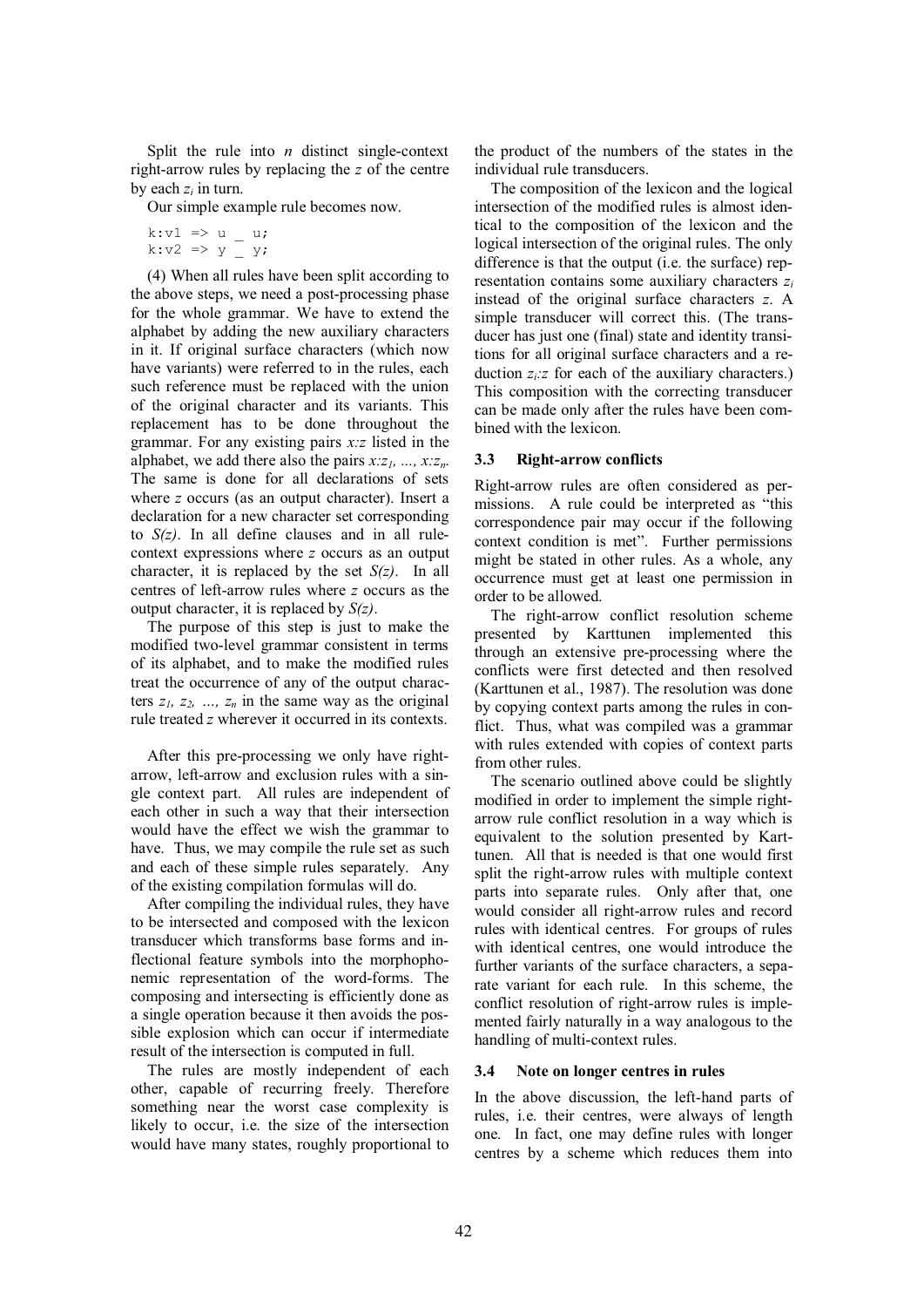Split the rule into $n$ distinct single-context right-arrow rules by replacing the $z$ of the centre by each $z_i$ in turn.

Our simple example rule becomes now.

```
k:v1 => u _ u;
k:v2 => y _ y;
```

(4) When all rules have been split according to the above steps, we need a post-processing phase for the whole grammar. We have to extend the alphabet by adding the new auxiliary characters in it. If original surface characters (which now have variants) were referred to in the rules, each such reference must be replaced with the union of the original character and its variants. This replacement has to be done throughout the grammar. For any existing pairs $x{:}z$ listed in the alphabet, we add there also the pairs $x{:}z_1, \ldots, x{:}z_n$. The same is done for all declarations of sets where $z$ occurs (as an output character). Insert a declaration for a new character set corresponding to $S(z)$. In all define clauses and in all rule-context expressions where $z$ occurs as an output character, it is replaced by the set $S(z)$. In all centres of left-arrow rules where $z$ occurs as the output character, it is replaced by $S(z)$.

The purpose of this step is just to make the modified two-level grammar consistent in terms of its alphabet, and to make the modified rules treat the occurrence of any of the output characters $z_1, z_2, \ldots, z_n$ in the same way as the original rule treated $z$ wherever it occurred in its contexts.

After this pre-processing we only have right-arrow, left-arrow and exclusion rules with a single context part. All rules are independent of each other in such a way that their intersection would have the effect we wish the grammar to have. Thus, we may compile the rule set as such and each of these simple rules separately. Any of the existing compilation formulas will do.

After compiling the individual rules, they have to be intersected and composed with the lexicon transducer which transforms base forms and inflectional feature symbols into the morphophonemic representation of the word-forms. The composing and intersecting is efficiently done as a single operation because it then avoids the possible explosion which can occur if intermediate result of the intersection is computed in full.

The rules are mostly independent of each other, capable of recurring freely. Therefore something near the worst case complexity is likely to occur, i.e. the size of the intersection would have many states, roughly proportional to the product of the numbers of the states in the individual rule transducers.

The composition of the lexicon and the logical intersection of the modified rules is almost identical to the composition of the lexicon and the logical intersection of the original rules. The only difference is that the output (i.e. the surface) representation contains some auxiliary characters $z_i$ instead of the original surface characters $z$. A simple transducer will correct this. (The transducer has just one (final) state and identity transitions for all original surface characters and a reduction $z_i{:}z$ for each of the auxiliary characters.) This composition with the correcting transducer can be made only after the rules have been combined with the lexicon.

### 3.3 Right-arrow conflicts

Right-arrow rules are often considered as permissions. A rule could be interpreted as "this correspondence pair may occur if the following context condition is met". Further permissions might be stated in other rules. As a whole, any occurrence must get at least one permission in order to be allowed.

The right-arrow conflict resolution scheme presented by Karttunen implemented this through an extensive pre-processing where the conflicts were first detected and then resolved (Karttunen et al., 1987). The resolution was done by copying context parts among the rules in conflict. Thus, what was compiled was a grammar with rules extended with copies of context parts from other rules.

The scenario outlined above could be slightly modified in order to implement the simple right-arrow rule conflict resolution in a way which is equivalent to the solution presented by Karttunen. All that is needed is that one would first split the right-arrow rules with multiple context parts into separate rules. Only after that, one would consider all right-arrow rules and record rules with identical centres. For groups of rules with identical centres, one would introduce the further variants of the surface characters, a separate variant for each rule. In this scheme, the conflict resolution of right-arrow rules is implemented fairly naturally in a way analogous to the handling of multi-context rules.

### 3.4 Note on longer centres in rules

In the above discussion, the left-hand parts of rules, i.e. their centres, were always of length one. In fact, one may define rules with longer centres by a scheme which reduces them into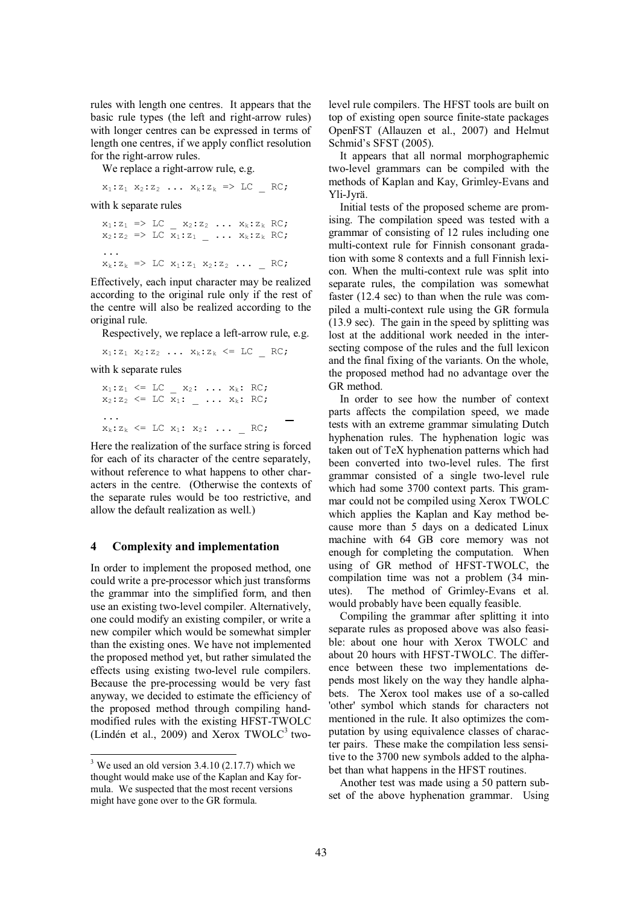rules with length one centres. It appears that the basic rule types (the left and right-arrow rules) with longer centres can be expressed in terms of length one centres, if we apply conflict resolution for the right-arrow rules.

We replace a right-arrow rule, e.g.

$$x_1{:}z_1\ x_2{:}z_2\ \ldots\ x_k{:}z_k \Rightarrow \text{LC}\ \_\ \text{RC};$$

with k separate rules

$$
\begin{aligned}
&x_1{:}z_1 \Rightarrow \text{LC}\ \_\ x_2{:}z_2\ \ldots\ x_k{:}z_k\ \text{RC};\\
&x_2{:}z_2 \Rightarrow \text{LC}\ x_1{:}z_1\ \_\ \ldots\ x_k{:}z_k\ \text{RC};\\
&\ldots\\
&x_k{:}z_k \Rightarrow \text{LC}\ x_1{:}z_1\ x_2{:}z_2\ \ldots\ \_\ \text{RC};
\end{aligned}
$$

Effectively, each input character may be realized according to the original rule only if the rest of the centre will also be realized according to the original rule.

Respectively, we replace a left-arrow rule, e.g.

$$x_1{:}z_1\ x_2{:}z_2\ \ldots\ x_k{:}z_k \Leftarrow \text{LC}\ \_\ \text{RC};$$

with k separate rules

$$
\begin{aligned}
&x_1{:}z_1 \Leftarrow \text{LC}\ \_\ x_2{:}\ \ldots\ x_k{:}\ \text{RC};\\
&x_2{:}z_2 \Leftarrow \text{LC}\ x_1{:}\ \_\ \ldots\ x_k{:}\ \text{RC};\\
&\ldots\\
&x_k{:}z_k \Leftarrow \text{LC}\ x_1{:}\ x_2{:}\ \ldots\ \_\ \text{RC};
\end{aligned}
$$

Here the realization of the surface string is forced for each of its character of the centre separately, without reference to what happens to other characters in the centre. (Otherwise the contexts of the separate rules would be too restrictive, and allow the default realization as well.)

## 4 Complexity and implementation

In order to implement the proposed method, one could write a pre-processor which just transforms the grammar into the simplified form, and then use an existing two-level compiler. Alternatively, one could modify an existing compiler, or write a new compiler which would be somewhat simpler than the existing ones. We have not implemented the proposed method yet, but rather simulated the effects using existing two-level rule compilers. Because the pre-processing would be very fast anyway, we decided to estimate the efficiency of the proposed method through compiling hand-modified rules with the existing HFST-TWOLC (Lindén et al., 2009) and Xerox TWOLC[3] two-level rule compilers. The HFST tools are built on top of existing open source finite-state packages OpenFST (Allauzen et al., 2007) and Helmut Schmid's SFST (2005).

It appears that all normal morphographemic two-level grammars can be compiled with the methods of Kaplan and Kay, Grimley-Evans and Yli-Jyrä.

Initial tests of the proposed scheme are promising. The compilation speed was tested with a grammar of consisting of 12 rules including one multi-context rule for Finnish consonant gradation with some 8 contexts and a full Finnish lexicon. When the multi-context rule was split into separate rules, the compilation was somewhat faster (12.4 sec) to than when the rule was compiled a multi-context rule using the GR formula (13.9 sec). The gain in the speed by splitting was lost at the additional work needed in the intersecting compose of the rules and the full lexicon and the final fixing of the variants. On the whole, the proposed method had no advantage over the GR method.

In order to see how the number of context parts affects the compilation speed, we made tests with an extreme grammar simulating Dutch hyphenation rules. The hyphenation logic was taken out of TeX hyphenation patterns which had been converted into two-level rules. The first grammar consisted of a single two-level rule which had some 3700 context parts. This grammar could not be compiled using Xerox TWOLC which applies the Kaplan and Kay method because more than 5 days on a dedicated Linux machine with 64 GB core memory was not enough for completing the computation. When using of GR method of HFST-TWOLC, the compilation time was not a problem (34 minutes). The method of Grimley-Evans et al. would probably have been equally feasible.

Compiling the grammar after splitting it into separate rules as proposed above was also feasible: about one hour with Xerox TWOLC and about 20 hours with HFST-TWOLC. The difference between these two implementations depends most likely on the way they handle alphabets. The Xerox tool makes use of a so-called 'other' symbol which stands for characters not mentioned in the rule. It also optimizes the computation by using equivalence classes of character pairs. These make the compilation less sensitive to the 3700 new symbols added to the alphabet than what happens in the HFST routines.

Another test was made using a 50 pattern subset of the above hyphenation grammar. Using

[3] We used an old version 3.4.10 (2.17.7) which we thought would make use of the Kaplan and Kay formula. We suspected that the most recent versions might have gone over to the GR formula.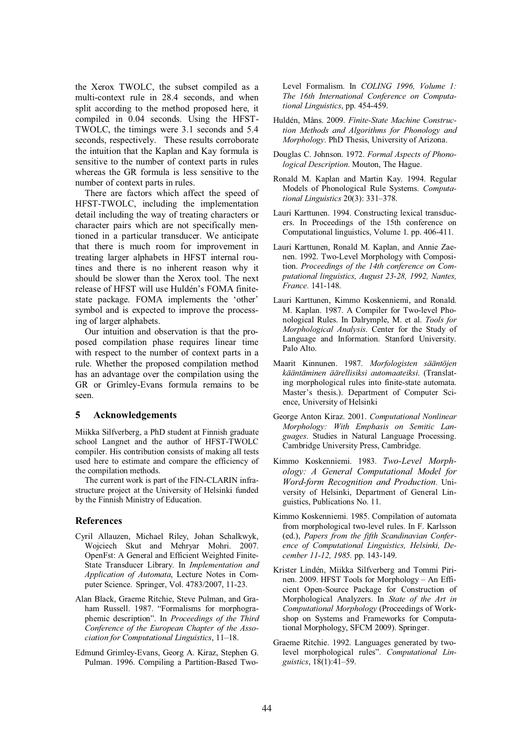the Xerox TWOLC, the subset compiled as a multi-context rule in 28.4 seconds, and when split according to the method proposed here, it compiled in 0.04 seconds. Using the HFST-TWOLC, the timings were 3.1 seconds and 5.4 seconds, respectively. These results corroborate the intuition that the Kaplan and Kay formula is sensitive to the number of context parts in rules whereas the GR formula is less sensitive to the number of context parts in rules.

There are factors which affect the speed of HFST-TWOLC, including the implementation detail including the way of treating characters or character pairs which are not specifically mentioned in a particular transducer. We anticipate that there is much room for improvement in treating larger alphabets in HFST internal routines and there is no inherent reason why it should be slower than the Xerox tool. The next release of HFST will use Huldén's FOMA finite-state package. FOMA implements the 'other' symbol and is expected to improve the processing of larger alphabets.

Our intuition and observation is that the proposed compilation phase requires linear time with respect to the number of context parts in a rule. Whether the proposed compilation method has an advantage over the compilation using the GR or Grimley-Evans formula remains to be seen.

## 5 Acknowledgements

Miikka Silfverberg, a PhD student at Finnish graduate school Langnet and the author of HFST-TWOLC compiler. His contribution consists of making all tests used here to estimate and compare the efficiency of the compilation methods.

The current work is part of the FIN-CLARIN infrastructure project at the University of Helsinki funded by the Finnish Ministry of Education.

## References

Cyril Allauzen, Michael Riley, Johan Schalkwyk, Wojciech Skut and Mehryar Mohri. 2007. OpenFst: A General and Efficient Weighted Finite-State Transducer Library. In *Implementation and Application of Automata*, Lecture Notes in Computer Science. Springer, Vol. 4783/2007, 11-23.

Alan Black, Graeme Ritchie, Steve Pulman, and Graham Russell. 1987. "Formalisms for morphographemic description". In *Proceedings of the Third Conference of the European Chapter of the Association for Computational Linguistics*, 11–18.

Edmund Grimley-Evans, Georg A. Kiraz, Stephen G. Pulman. 1996. Compiling a Partition-Based Two-Level Formalism. In *COLING 1996, Volume 1: The 16th International Conference on Computational Linguistics*, pp. 454-459.

Huldén, Måns. 2009. *Finite-State Machine Construction Methods and Algorithms for Phonology and Morphology*. PhD Thesis, University of Arizona.

Douglas C. Johnson. 1972. *Formal Aspects of Phonological Description*. Mouton, The Hague.

Ronald M. Kaplan and Martin Kay. 1994. Regular Models of Phonological Rule Systems. *Computational Linguistics* 20(3): 331–378.

Lauri Karttunen. 1994. Constructing lexical transducers. In Proceedings of the 15th conference on Computational linguistics, Volume 1. pp. 406-411.

Lauri Karttunen, Ronald M. Kaplan, and Annie Zaenen. 1992. Two-Level Morphology with Composition. *Proceedings of the 14th conference on Computational linguistics, August 23-28, 1992, Nantes, France.* 141-148.

Lauri Karttunen, Kimmo Koskenniemi, and Ronald. M. Kaplan. 1987. A Compiler for Two-level Phonological Rules. In Dalrymple, M. et al. *Tools for Morphological Analysis*. Center for the Study of Language and Information. Stanford University. Palo Alto.

Maarit Kinnunen. 1987. *Morfologisten sääntöjen kääntäminen äärellisiksi automaateiksi*. (Translating morphological rules into finite-state automata. Master's thesis.). Department of Computer Science, University of Helsinki

George Anton Kiraz. 2001. *Computational Nonlinear Morphology: With Emphasis on Semitic Languages*. Studies in Natural Language Processing. Cambridge University Press, Cambridge.

Kimmo Koskenniemi. 1983. *Two-Level Morphology: A General Computational Model for Word-form Recognition and Production*. University of Helsinki, Department of General Linguistics, Publications No. 11.

Kimmo Koskenniemi. 1985. Compilation of automata from morphological two-level rules. In F. Karlsson (ed.), *Papers from the fifth Scandinavian Conference of Computational Linguistics, Helsinki, December 11-12, 1985.* pp. 143-149.

Krister Lindén, Miikka Silfverberg and Tommi Pirinen. 2009. HFST Tools for Morphology – An Efficient Open-Source Package for Construction of Morphological Analyzers. In *State of the Art in Computational Morphology* (Proceedings of Workshop on Systems and Frameworks for Computational Morphology, SFCM 2009). Springer.

Graeme Ritchie. 1992. Languages generated by two-level morphological rules". *Computational Linguistics*, 18(1):41–59.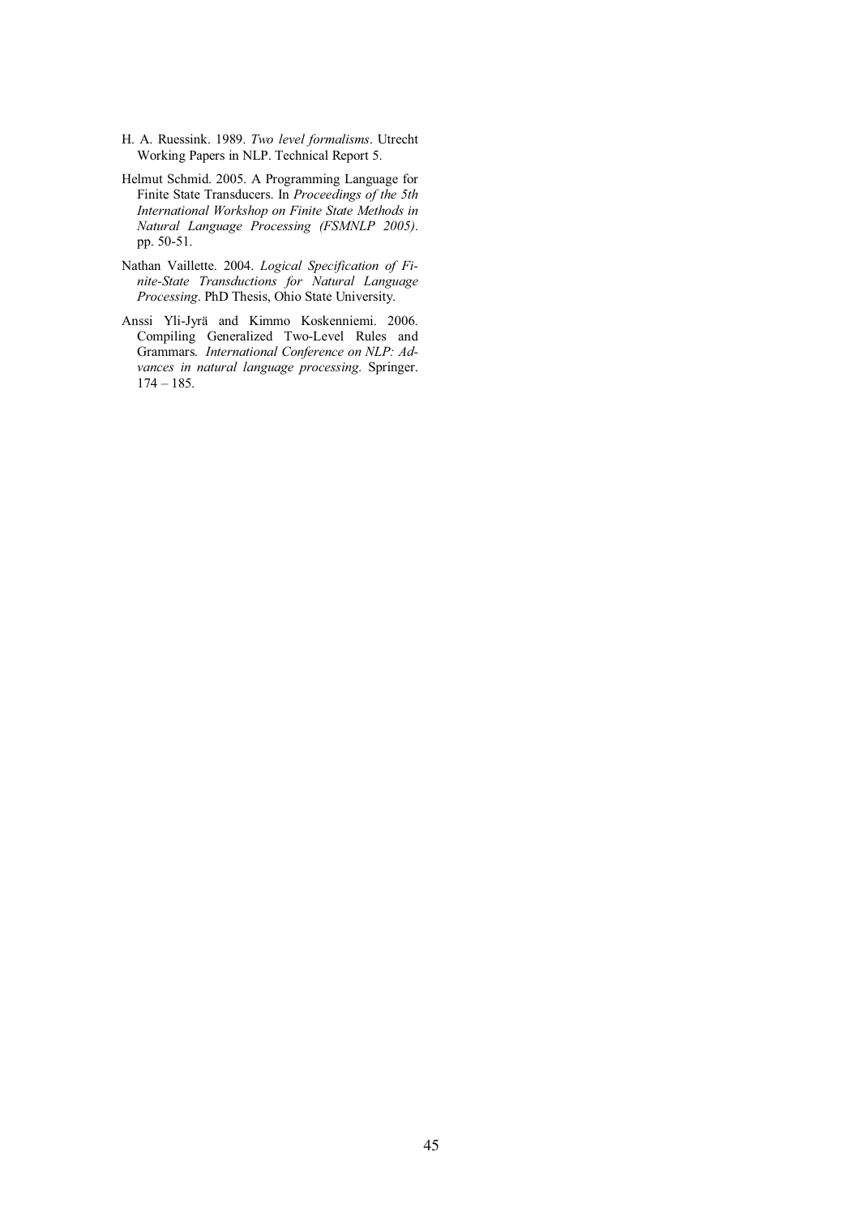H. A. Ruessink. 1989. *Two level formalisms*. Utrecht Working Papers in NLP. Technical Report 5.

Helmut Schmid. 2005. A Programming Language for Finite State Transducers. In *Proceedings of the 5th International Workshop on Finite State Methods in Natural Language Processing (FSMNLP 2005)*. pp. 50-51.

Nathan Vaillette. 2004. *Logical Specification of Finite-State Transductions for Natural Language Processing*. PhD Thesis, Ohio State University.

Anssi Yli-Jyrä and Kimmo Koskenniemi. 2006. Compiling Generalized Two-Level Rules and Grammars. *International Conference on NLP: Advances in natural language processing.* Springer. 174 – 185.